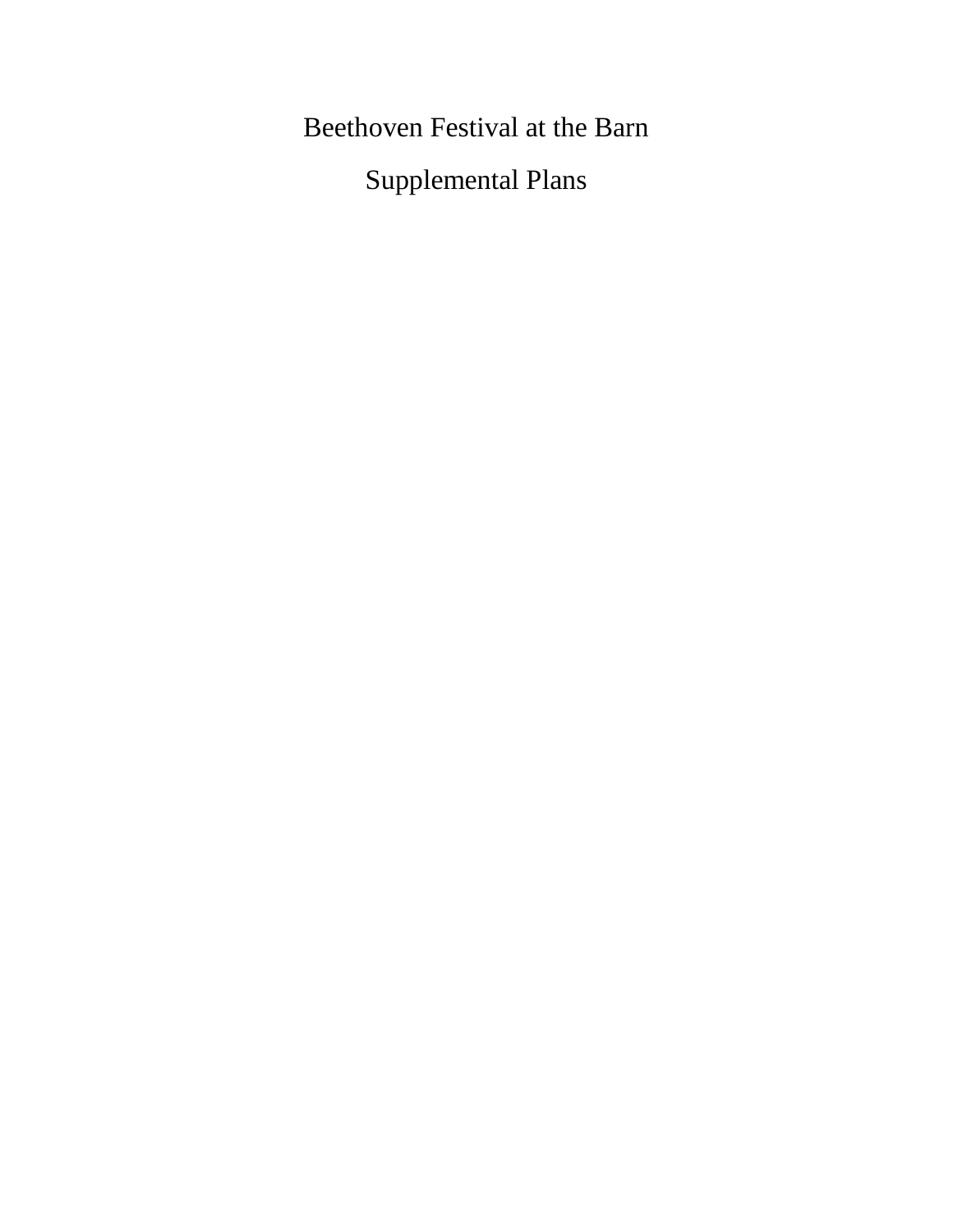# Beethoven Festival at the Barn

## Supplemental Plans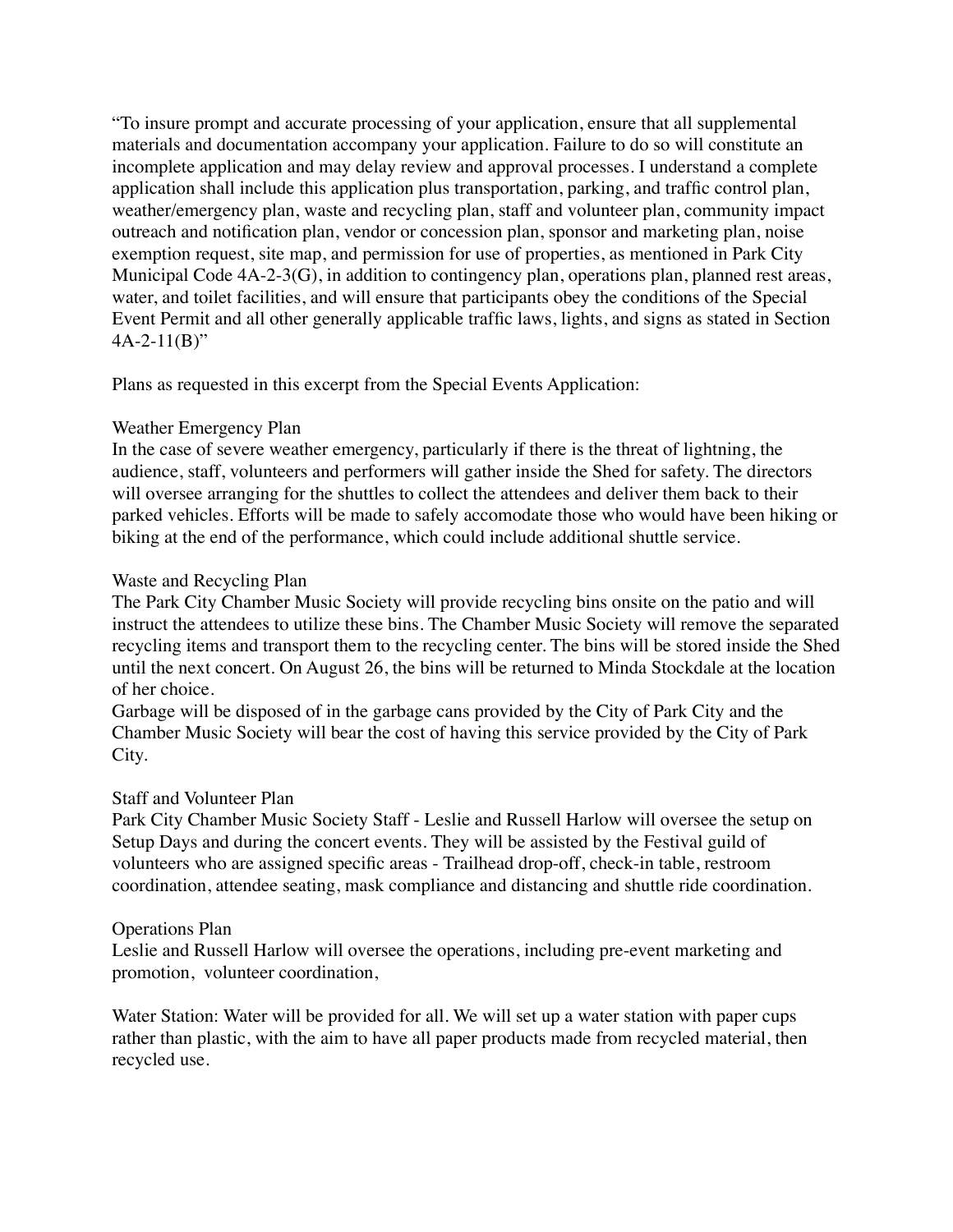"To insure prompt and accurate processing of your application, ensure that all supplemental materials and documentation accompany your application. Failure to do so will constitute an incomplete application and may delay review and approval processes. I understand a complete application shall include this application plus transportation, parking, and traffic control plan, weather/emergency plan, waste and recycling plan, staff and volunteer plan, community impact outreach and notification plan, vendor or concession plan, sponsor and marketing plan, noise exemption request, site map, and permission for use of properties, as mentioned in Park City Municipal Code 4A-2-3(G), in addition to contingency plan, operations plan, planned rest areas, water, and toilet facilities, and will ensure that participants obey the conditions of the Special Event Permit and all other generally applicable traffic laws, lights, and signs as stated in Section 4A-2-11(B)"

Plans as requested in this excerpt from the Special Events Application:

Weather Emergency Plan

In the case of severe weather emergency, particularly if there is the threat of lightning, the audience, staff, volunteers and performers will gather inside the Shed for safety. The directors will oversee arranging for the shuttles to collect the attendees and deliver them back to their parked vehicles. Efforts will be made to safely accomodate those who would have been hiking or biking at the end of the performance, which could include additional shuttle service.

Waste and Recycling Plan

The Park City Chamber Music Society will provide recycling bins onsite on the patio and will instruct the attendees to utilize these bins. The Chamber Music Society will remove the separated recycling items and transport them to the recycling center. The bins will be stored inside the Shed until the next concert. On August 26, the bins will be returned to Minda Stockdale at the location of her choice.

Garbage will be disposed of in the garbage cans provided by the City of Park City and the Chamber Music Society will bear the cost of having this service provided by the City of Park City.

Staff and Volunteer Plan

Park City Chamber Music Society Staff - Leslie and Russell Harlow will oversee the setup on Setup Days and during the concert events. They will be assisted by the Festival guild of volunteers who are assigned specific areas - Trailhead drop-off, check-in table, restroom coordination, attendee seating, mask compliance and distancing and shuttle ride coordination.

Operations Plan

Leslie and Russell Harlow will oversee the operations, including pre-event marketing and promotion, volunteer coordination,

Water Station: Water will be provided for all. We will set up a water station with paper cups rather than plastic, with the aim to have all paper products made from recycled material, then recycled use.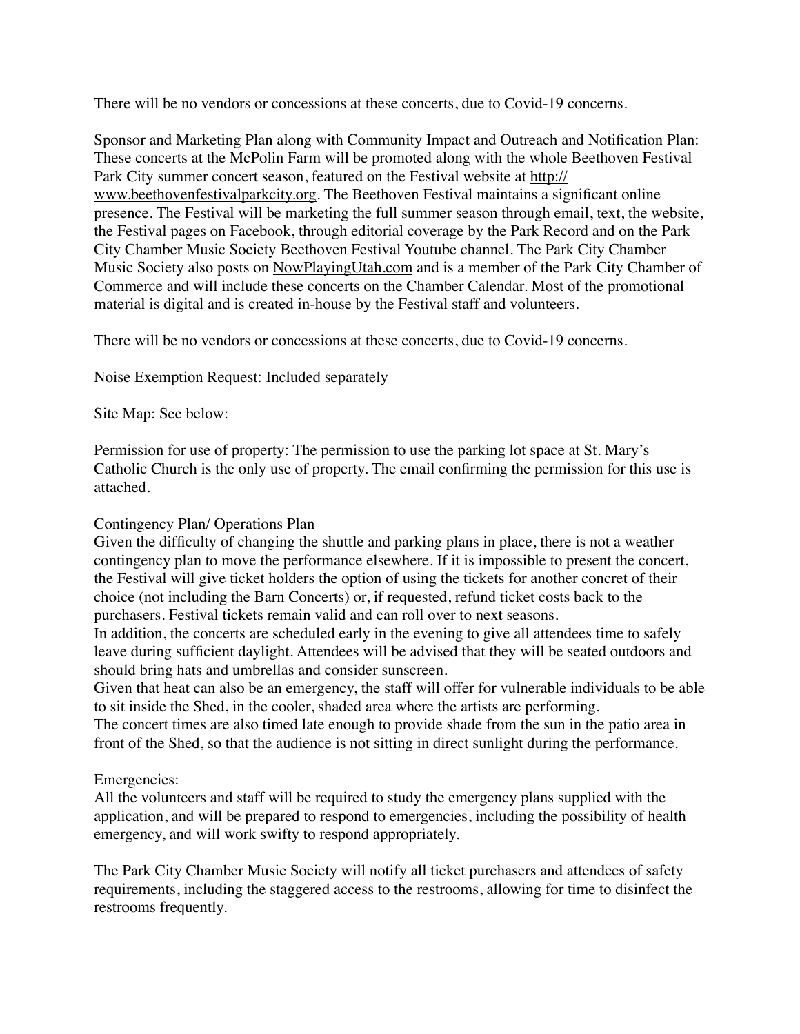There will be no vendors or concessions at these concerts, due to Covid-19 concerns.

Sponsor and Marketing Plan along with Community Impact and Outreach and Notification Plan: These concerts at the McPolin Farm will be promoted along with the whole Beethoven Festival Park City summer concert season, featured on the Festival website at http://www.beethovenfestivalparkcity.org. The Beethoven Festival maintains a significant online presence. The Festival will be marketing the full summer season through email, text, the website, the Festival pages on Facebook, through editorial coverage by the Park Record and on the Park City Chamber Music Society Beethoven Festival Youtube channel. The Park City Chamber Music Society also posts on NowPlayingUtah.com and is a member of the Park City Chamber of Commerce and will include these concerts on the Chamber Calendar. Most of the promotional material is digital and is created in-house by the Festival staff and volunteers.

There will be no vendors or concessions at these concerts, due to Covid-19 concerns.

Noise Exemption Request: Included separately

Site Map: See below:

Permission for use of property: The permission to use the parking lot space at St. Mary's Catholic Church is the only use of property. The email confirming the permission for this use is attached.

Contingency Plan/ Operations Plan

Given the difficulty of changing the shuttle and parking plans in place, there is not a weather contingency plan to move the performance elsewhere. If it is impossible to present the concert, the Festival will give ticket holders the option of using the tickets for another concret of their choice (not including the Barn Concerts) or, if requested, refund ticket costs back to the purchasers. Festival tickets remain valid and can roll over to next seasons.

In addition, the concerts are scheduled early in the evening to give all attendees time to safely leave during sufficient daylight. Attendees will be advised that they will be seated outdoors and should bring hats and umbrellas and consider sunscreen.

Given that heat can also be an emergency, the staff will offer for vulnerable individuals to be able to sit inside the Shed, in the cooler, shaded area where the artists are performing.

The concert times are also timed late enough to provide shade from the sun in the patio area in front of the Shed, so that the audience is not sitting in direct sunlight during the performance.

Emergencies:

All the volunteers and staff will be required to study the emergency plans supplied with the application, and will be prepared to respond to emergencies, including the possibility of health emergency, and will work swifty to respond appropriately.

The Park City Chamber Music Society will notify all ticket purchasers and attendees of safety requirements, including the staggered access to the restrooms, allowing for time to disinfect the restrooms frequently.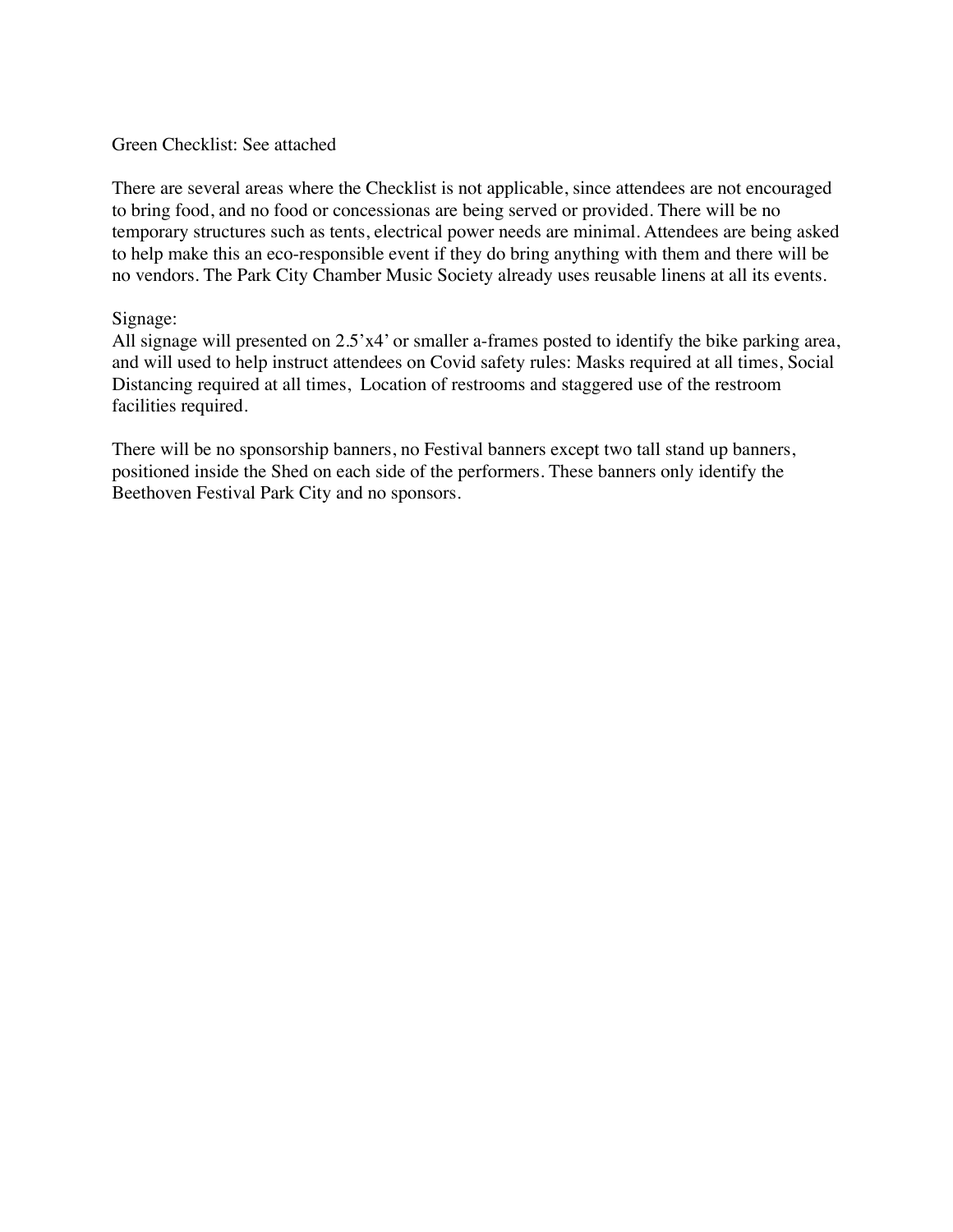Green Checklist: See attached

There are several areas where the Checklist is not applicable, since attendees are not encouraged to bring food, and no food or concessionas are being served or provided. There will be no temporary structures such as tents, electrical power needs are minimal. Attendees are being asked to help make this an eco-responsible event if they do bring anything with them and there will be no vendors. The Park City Chamber Music Society already uses reusable linens at all its events.

Signage:
All signage will presented on 2.5'x4' or smaller a-frames posted to identify the bike parking area, and will used to help instruct attendees on Covid safety rules: Masks required at all times, Social Distancing required at all times, Location of restrooms and staggered use of the restroom facilities required.

There will be no sponsorship banners, no Festival banners except two tall stand up banners, positioned inside the Shed on each side of the performers. These banners only identify the Beethoven Festival Park City and no sponsors.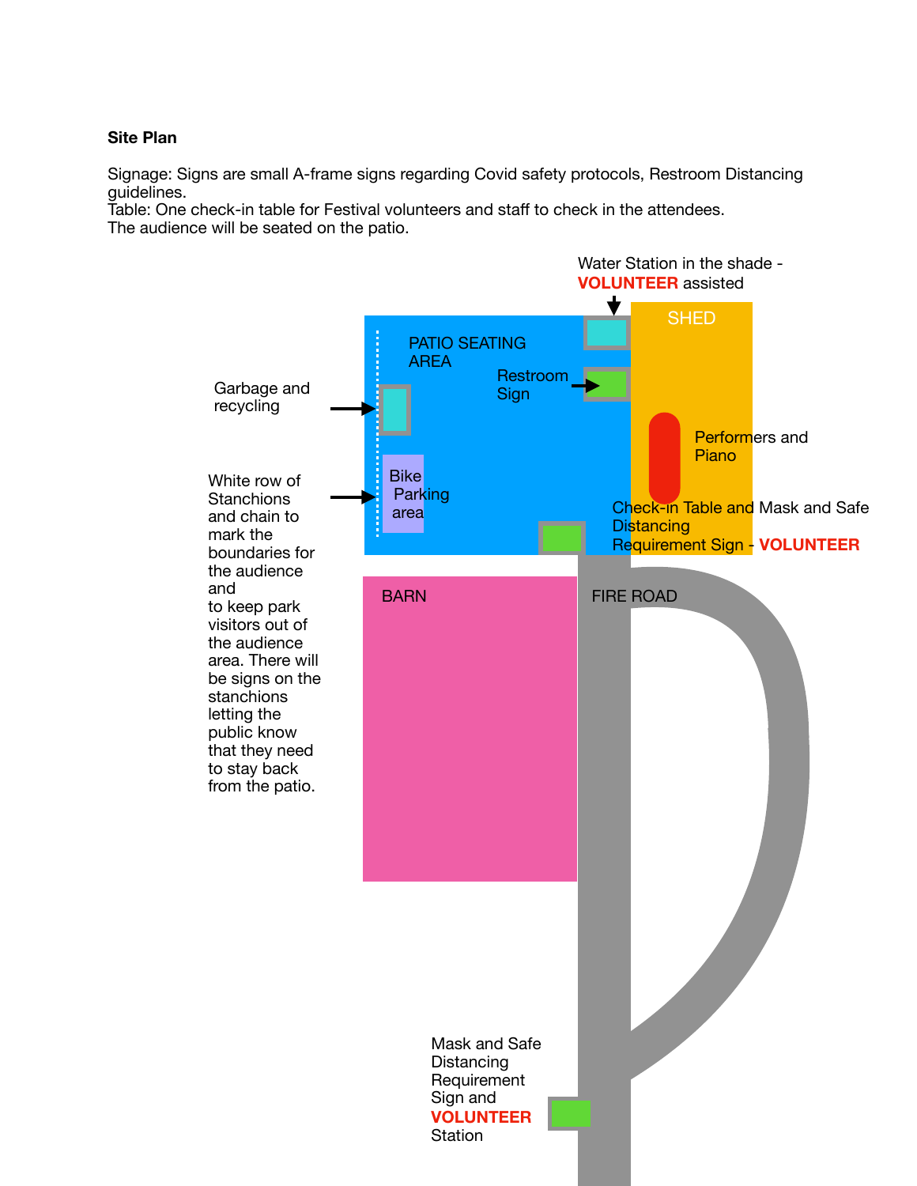**Site Plan**

Signage: Signs are small A-frame signs regarding Covid safety protocols, Restroom Distancing guidelines.
Table: One check-in table for Festival volunteers and staff to check in the attendees.
The audience will be seated on the patio.

Water Station in the shade - **VOLUNTEER** assisted

SHED

PATIO SEATING AREA

Restroom Sign

Garbage and recycling

Performers and Piano

White row of Stanchions and chain to mark the boundaries for the audience and to keep park visitors out of the audience area. There will be signs on the stanchions letting the public know that they need to stay back from the patio.

Bike Parking area

Check-in Table and Mask and Safe Distancing Requirement Sign - **VOLUNTEER**

BARN

FIRE ROAD

Mask and Safe Distancing Requirement Sign and **VOLUNTEER** Station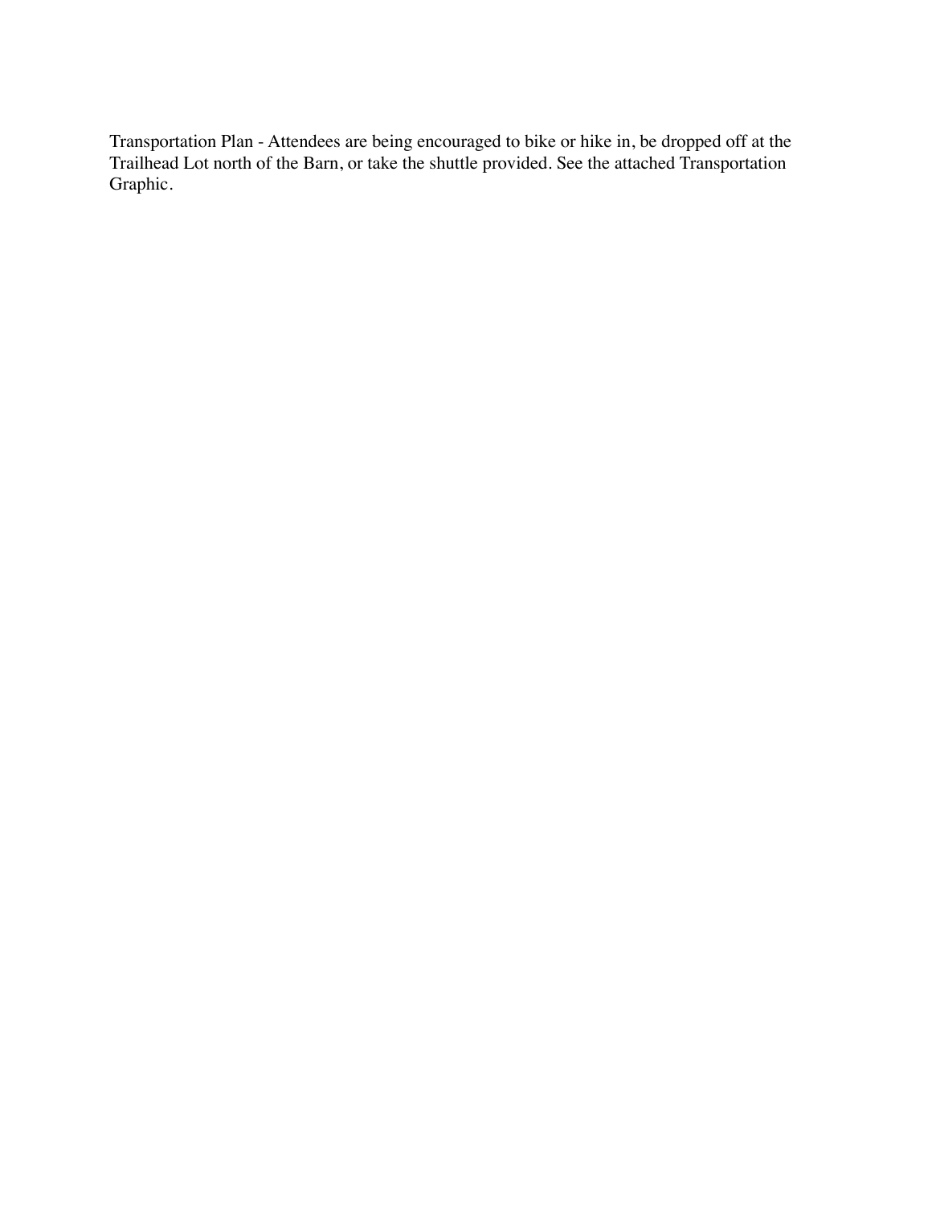Transportation Plan - Attendees are being encouraged to bike or hike in, be dropped off at the Trailhead Lot north of the Barn, or take the shuttle provided. See the attached Transportation Graphic.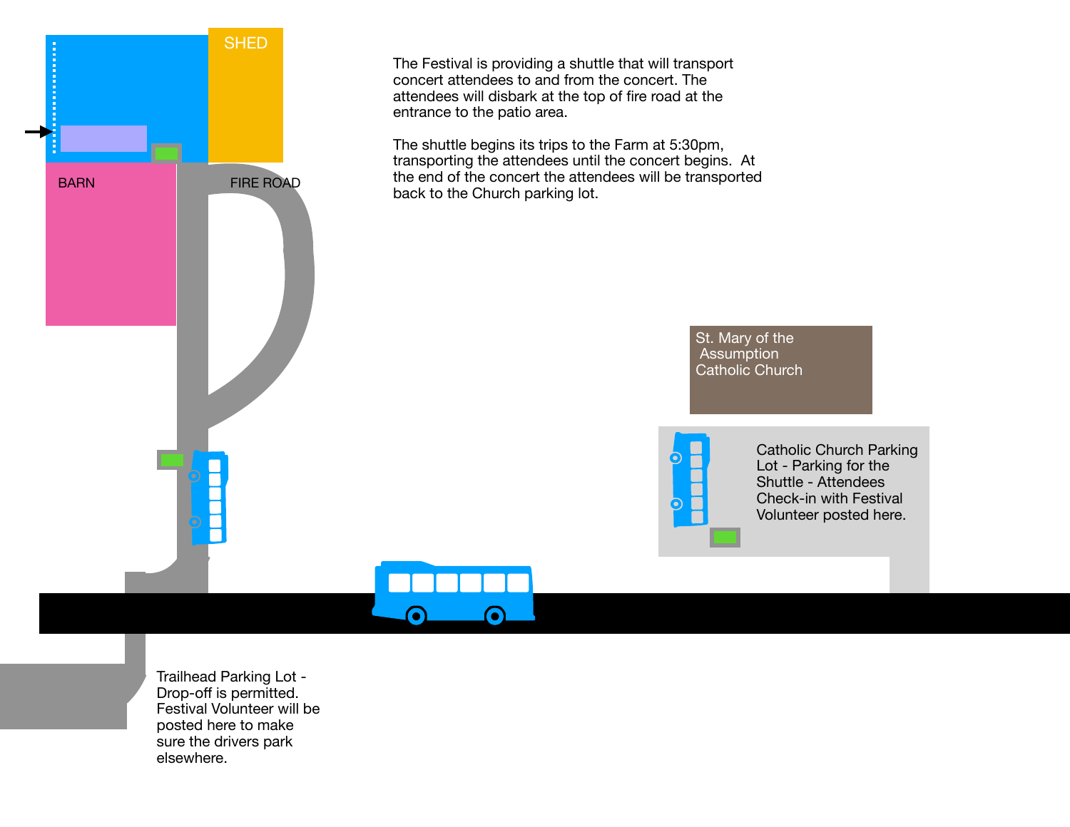SHED

BARN

FIRE ROAD

The Festival is providing a shuttle that will transport concert attendees to and from the concert. The attendees will disbark at the top of fire road at the entrance to the patio area.

The shuttle begins its trips to the Farm at 5:30pm, transporting the attendees until the concert begins. At the end of the concert the attendees will be transported back to the Church parking lot.

St. Mary of the Assumption Catholic Church

Catholic Church Parking Lot - Parking for the Shuttle - Attendees Check-in with Festival Volunteer posted here.

Trailhead Parking Lot - Drop-off is permitted. Festival Volunteer will be posted here to make sure the drivers park elsewhere.